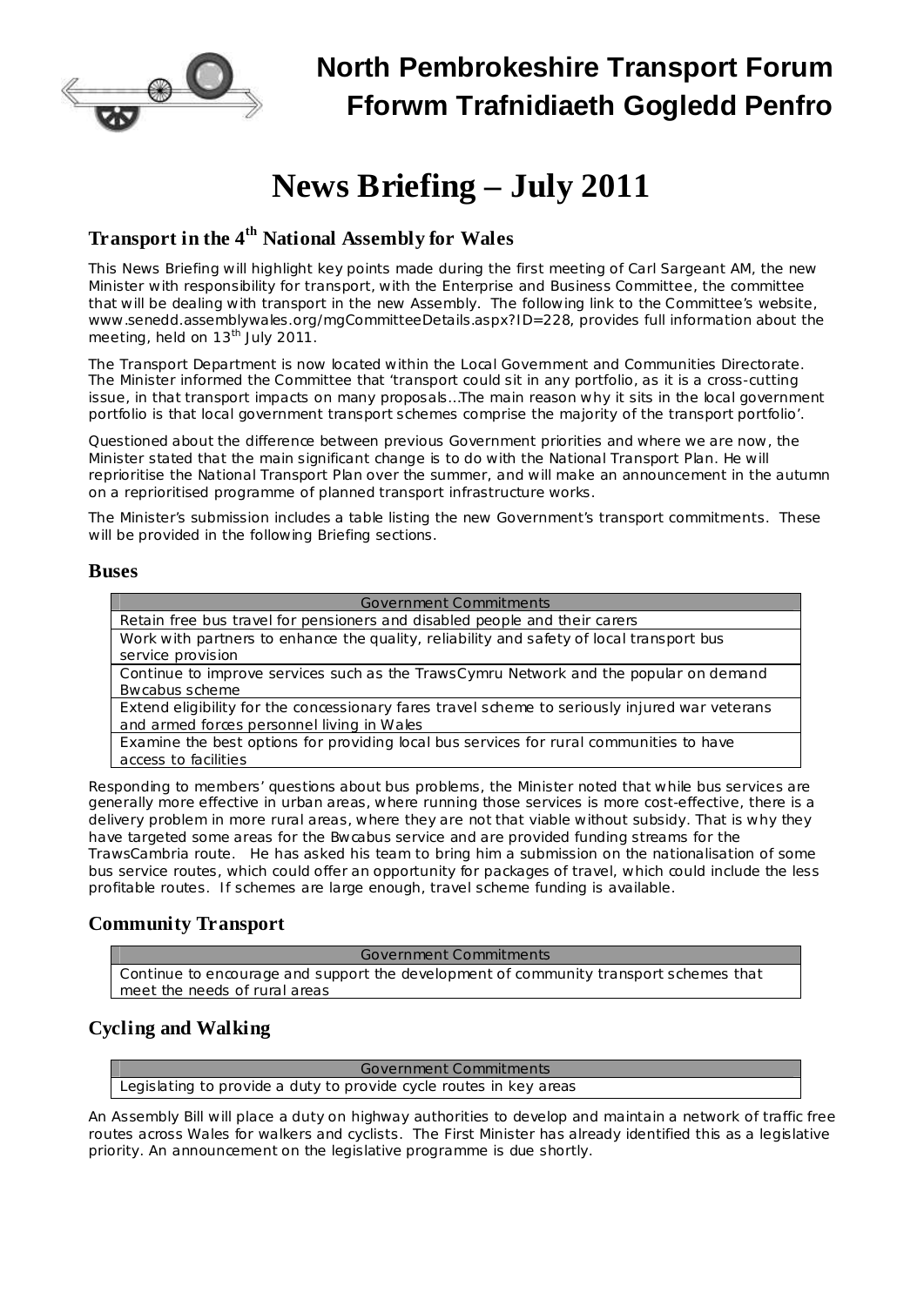# North Pembrokeshire Transport Forum
# Fforwm Trafnidiaeth Gogledd Penfro

# News Briefing – July 2011

## Transport in the 4th National Assembly for Wales

This News Briefing will highlight key points made during the first meeting of Carl Sargeant AM, the new Minister with responsibility for transport, with the Enterprise and Business Committee, the committee that will be dealing with transport in the new Assembly. The following link to the Committee's website, www.senedd.assemblywales.org/mgCommitteeDetails.aspx?ID=228, provides full information about the meeting, held on 13th July 2011.

The Transport Department is now located within the Local Government and Communities Directorate. The Minister informed the Committee that 'transport could sit in any portfolio, as it is a cross-cutting issue, in that transport impacts on many proposals...The main reason why it sits in the local government portfolio is that local government transport schemes comprise the majority of the transport portfolio'.

Questioned about the difference between previous Government priorities and where we are now, the Minister stated that the main significant change is to do with the National Transport Plan. He will reprioritise the National Transport Plan over the summer, and will make an announcement in the autumn on a reprioritised programme of planned transport infrastructure works.

The Minister's submission includes a table listing the new Government's transport commitments. These will be provided in the following Briefing sections.

### Buses

| Government Commitments |
|---|
| Retain free bus travel for pensioners and disabled people and their carers |
| Work with partners to enhance the quality, reliability and safety of local transport bus service provision |
| Continue to improve services such as the TrawsCymru Network and the popular on demand Bwcabus scheme |
| Extend eligibility for the concessionary fares travel scheme to seriously injured war veterans and armed forces personnel living in Wales |
| Examine the best options for providing local bus services for rural communities to have access to facilities |

Responding to members' questions about bus problems, the Minister noted that while bus services are generally more effective in urban areas, where running those services is more cost-effective, there is a delivery problem in more rural areas, where they are not that viable without subsidy. That is why they have targeted some areas for the Bwcabus service and are provided funding streams for the TrawsCambria route. He has asked his team to bring him a submission on the nationalisation of some bus service routes, which could offer an opportunity for packages of travel, which could include the less profitable routes. If schemes are large enough, travel scheme funding is available.

### Community Transport

| Government Commitments |
|---|
| Continue to encourage and support the development of community transport schemes that meet the needs of rural areas |

### Cycling and Walking

| Government Commitments |
|---|
| Legislating to provide a duty to provide cycle routes in key areas |

An Assembly Bill will place a duty on highway authorities to develop and maintain a network of traffic free routes across Wales for walkers and cyclists. The First Minister has already identified this as a legislative priority. An announcement on the legislative programme is due shortly.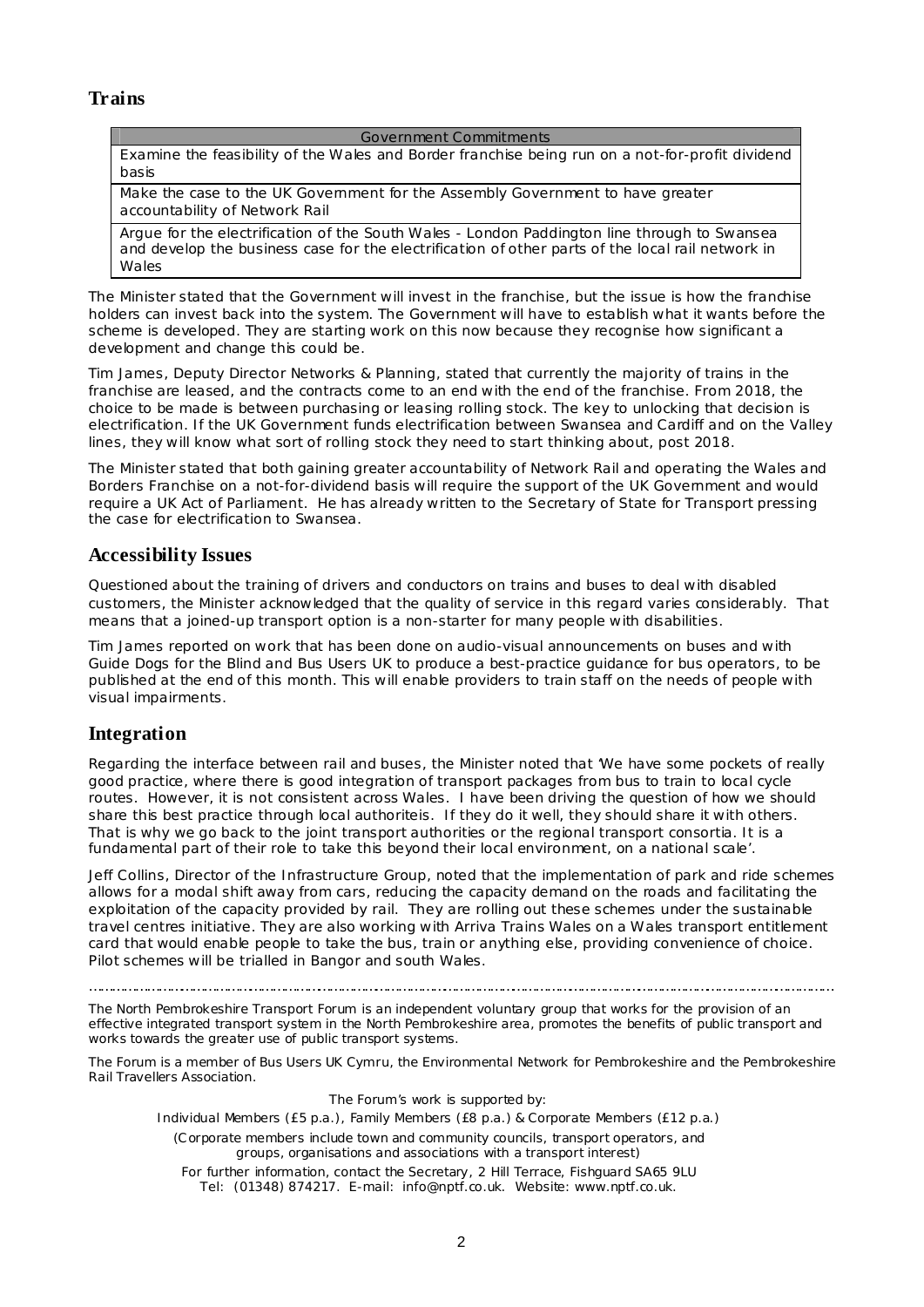## Trains

| Government Commitments |
| --- |
| Examine the feasibility of the Wales and Border franchise being run on a not-for-profit dividend basis |
| Make the case to the UK Government for the Assembly Government to have greater accountability of Network Rail |
| Argue for the electrification of the South Wales - London Paddington line through to Swansea and develop the business case for the electrification of other parts of the local rail network in Wales |

The Minister stated that the Government will invest in the franchise, but the issue is how the franchise holders can invest back into the system. The Government will have to establish what it wants before the scheme is developed. They are starting work on this now because they recognise how significant a development and change this could be.

Tim James, Deputy Director Networks & Planning, stated that currently the majority of trains in the franchise are leased, and the contracts come to an end with the end of the franchise. From 2018, the choice to be made is between purchasing or leasing rolling stock. The key to unlocking that decision is electrification. If the UK Government funds electrification between Swansea and Cardiff and on the Valley lines, they will know what sort of rolling stock they need to start thinking about, post 2018.

The Minister stated that both gaining greater accountability of Network Rail and operating the Wales and Borders Franchise on a not-for-dividend basis will require the support of the UK Government and would require a UK Act of Parliament. He has already written to the Secretary of State for Transport pressing the case for electrification to Swansea.

## Accessibility Issues

Questioned about the training of drivers and conductors on trains and buses to deal with disabled customers, the Minister acknowledged that the quality of service in this regard varies considerably. That means that a joined-up transport option is a non-starter for many people with disabilities.

Tim James reported on work that has been done on audio-visual announcements on buses and with Guide Dogs for the Blind and Bus Users UK to produce a best-practice guidance for bus operators, to be published at the end of this month. This will enable providers to train staff on the needs of people with visual impairments.

## Integration

Regarding the interface between rail and buses, the Minister noted that 'We have some pockets of really good practice, where there is good integration of transport packages from bus to train to local cycle routes. However, it is not consistent across Wales. I have been driving the question of how we should share this best practice through local authoriteis. If they do it well, they should share it with others. That is why we go back to the joint transport authorities or the regional transport consortia. It is a fundamental part of their role to take this beyond their local environment, on a national scale'.

Jeff Collins, Director of the Infrastructure Group, noted that the implementation of park and ride schemes allows for a modal shift away from cars, reducing the capacity demand on the roads and facilitating the exploitation of the capacity provided by rail. They are rolling out these schemes under the sustainable travel centres initiative. They are also working with Arriva Trains Wales on a Wales transport entitlement card that would enable people to take the bus, train or anything else, providing convenience of choice. Pilot schemes will be trialled in Bangor and south Wales.

---

*The North Pembrokeshire Transport Forum is an independent voluntary group that works for the provision of an effective integrated transport system in the North Pembrokeshire area, promotes the benefits of public transport and works towards the greater use of public transport systems.*

*The Forum is a member of Bus Users UK Cymru, the Environmental Network for Pembrokeshire and the Pembrokeshire Rail Travellers Association.*

*The Forum's work is supported by:*
*Individual Members (£5 p.a.), Family Members (£8 p.a.) & Corporate Members (£12 p.a.)*
*(Corporate members include town and community councils, transport operators, and groups, organisations and associations with a transport interest)*
*For further information, contact the Secretary, 2 Hill Terrace, Fishguard SA65 9LU*
*Tel: (01348) 874217. E-mail: info@nptf.co.uk. Website: www.nptf.co.uk.*